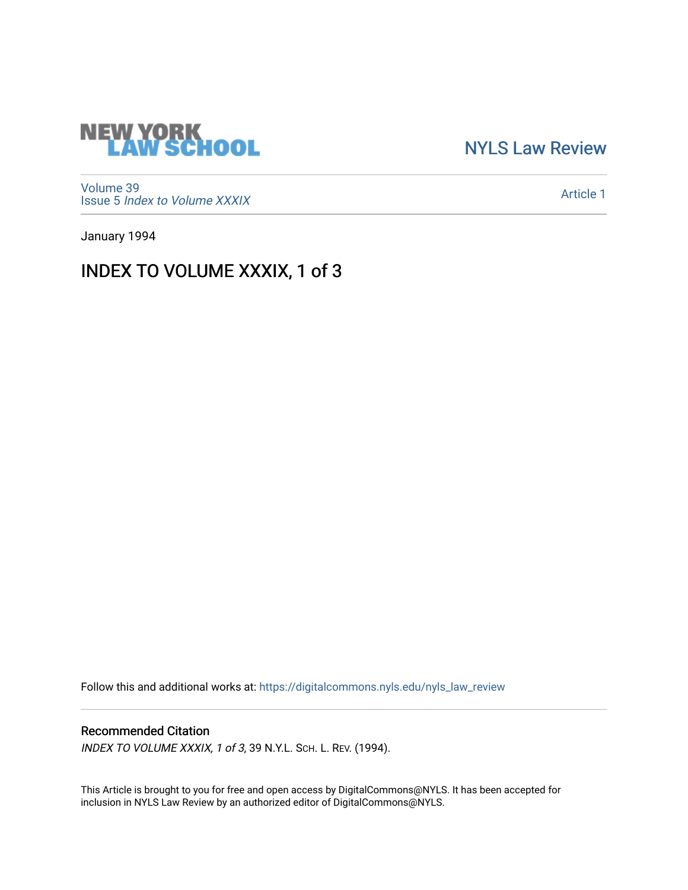NEW YORK LAW SCHOOL

NYLS Law Review

Volume 39
Issue 5 *Index to Volume XXXIX*

Article 1

January 1994

# INDEX TO VOLUME XXXIX, 1 of 3

Follow this and additional works at: https://digitalcommons.nyls.edu/nyls_law_review

## Recommended Citation

*INDEX TO VOLUME XXXIX, 1 of 3*, 39 N.Y.L. Sch. L. Rev. (1994).

This Article is brought to you for free and open access by DigitalCommons@NYLS. It has been accepted for inclusion in NYLS Law Review by an authorized editor of DigitalCommons@NYLS.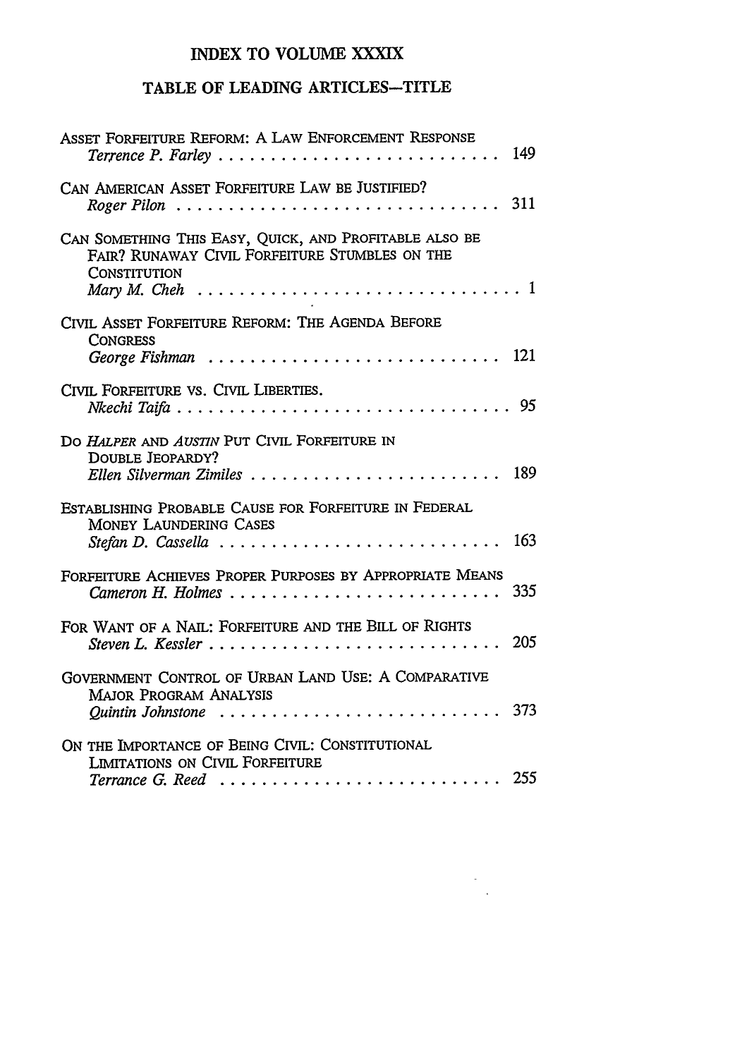# INDEX TO VOLUME XXXIX

## TABLE OF LEADING ARTICLES–TITLE

ASSET FORFEITURE REFORM: A LAW ENFORCEMENT RESPONSE
*Terrence P. Farley* . . . . . . . . . . . . . . . . . . . . . . . . . . . 149

CAN AMERICAN ASSET FORFEITURE LAW BE JUSTIFIED?
*Roger Pilon* . . . . . . . . . . . . . . . . . . . . . . . . . . . . . . 311

CAN SOMETHING THIS EASY, QUICK, AND PROFITABLE ALSO BE FAIR? RUNAWAY CIVIL FORFEITURE STUMBLES ON THE CONSTITUTION
*Mary M. Cheh* . . . . . . . . . . . . . . . . . . . . . . . . . . . . . . 1

CIVIL ASSET FORFEITURE REFORM: THE AGENDA BEFORE CONGRESS
*George Fishman* . . . . . . . . . . . . . . . . . . . . . . . . . . . 121

CIVIL FORFEITURE VS. CIVIL LIBERTIES.
*Nkechi Taifa* . . . . . . . . . . . . . . . . . . . . . . . . . . . . . . . 95

DO *HALPER* AND *AUSTIN* PUT CIVIL FORFEITURE IN DOUBLE JEOPARDY?
*Ellen Silverman Zimiles* . . . . . . . . . . . . . . . . . . . . . . . 189

ESTABLISHING PROBABLE CAUSE FOR FORFEITURE IN FEDERAL MONEY LAUNDERING CASES
*Stefan D. Cassella* . . . . . . . . . . . . . . . . . . . . . . . . . . 163

FORFEITURE ACHIEVES PROPER PURPOSES BY APPROPRIATE MEANS
*Cameron H. Holmes* . . . . . . . . . . . . . . . . . . . . . . . . . . 335

FOR WANT OF A NAIL: FORFEITURE AND THE BILL OF RIGHTS
*Steven L. Kessler* . . . . . . . . . . . . . . . . . . . . . . . . . . . 205

GOVERNMENT CONTROL OF URBAN LAND USE: A COMPARATIVE MAJOR PROGRAM ANALYSIS
*Quintin Johnstone* . . . . . . . . . . . . . . . . . . . . . . . . . . 373

ON THE IMPORTANCE OF BEING CIVIL: CONSTITUTIONAL LIMITATIONS ON CIVIL FORFEITURE
*Terrance G. Reed* . . . . . . . . . . . . . . . . . . . . . . . . . . 255